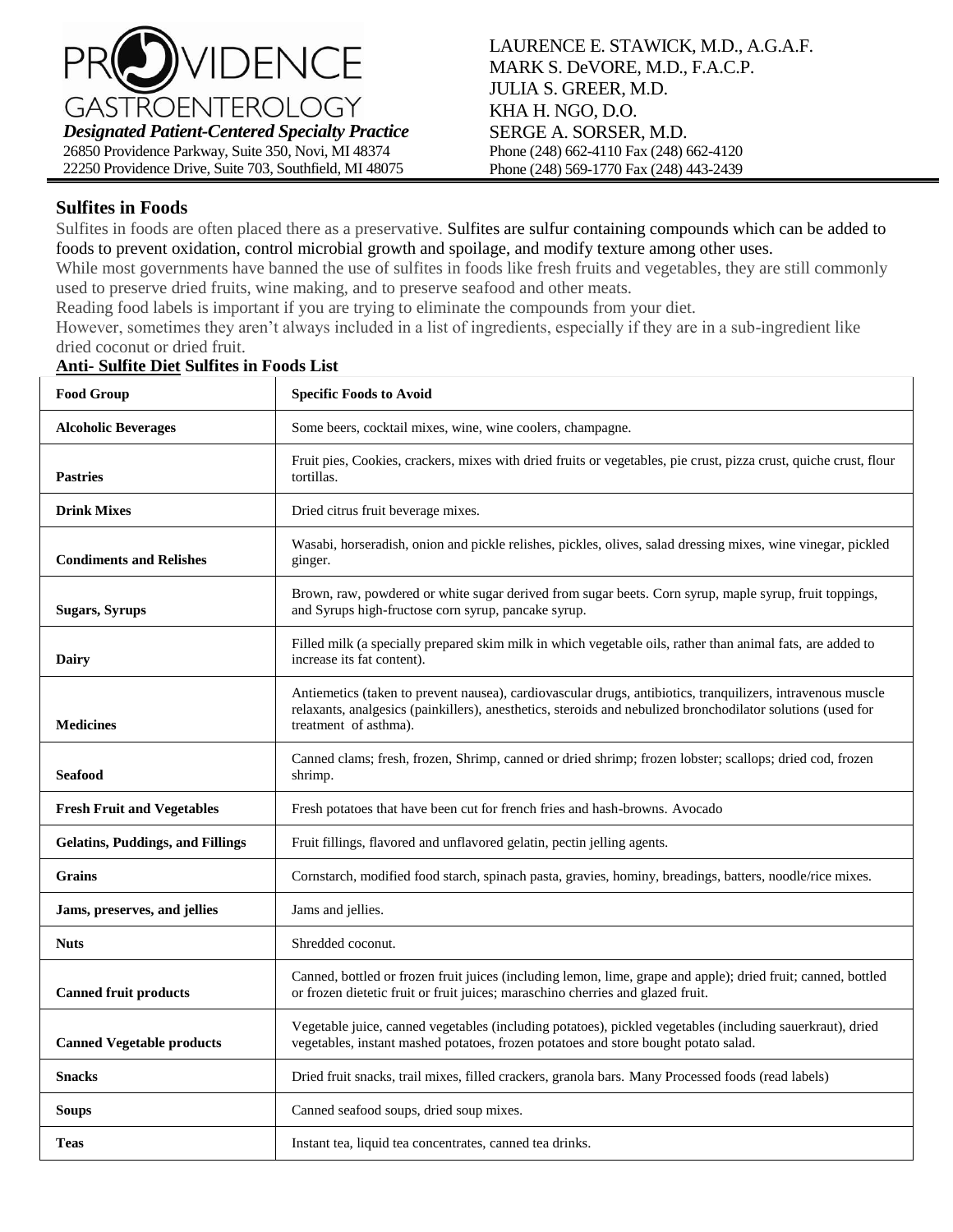# PROVIDENCE GASTROENTEROLOGY

***Designated Patient-Centered Specialty Practice***

26850 Providence Parkway, Suite 350, Novi, MI 48374
22250 Providence Drive, Suite 703, Southfield, MI 48075

LAURENCE E. STAWICK, M.D., A.G.A.F.
MARK S. DeVORE, M.D., F.A.C.P.
JULIA S. GREER, M.D.
KHA H. NGO, D.O.
SERGE A. SORSER, M.D.
Phone (248) 662-4110 Fax (248) 662-4120
Phone (248) 569-1770 Fax (248) 443-2439

## Sulfites in Foods

Sulfites in foods are often placed there as a preservative. Sulfites are sulfur containing compounds which can be added to foods to prevent oxidation, control microbial growth and spoilage, and modify texture among other uses.

While most governments have banned the use of sulfites in foods like fresh fruits and vegetables, they are still commonly used to preserve dried fruits, wine making, and to preserve seafood and other meats.

Reading food labels is important if you are trying to eliminate the compounds from your diet.

However, sometimes they aren't always included in a list of ingredients, especially if they are in a sub-ingredient like dried coconut or dried fruit.

**Anti- Sulfite Diet Sulfites in Foods List**

| Food Group | Specific Foods to Avoid |
|---|---|
| **Alcoholic Beverages** | Some beers, cocktail mixes, wine, wine coolers, champagne. |
| **Pastries** | Fruit pies, Cookies, crackers, mixes with dried fruits or vegetables, pie crust, pizza crust, quiche crust, flour tortillas. |
| **Drink Mixes** | Dried citrus fruit beverage mixes. |
| **Condiments and Relishes** | Wasabi, horseradish, onion and pickle relishes, pickles, olives, salad dressing mixes, wine vinegar, pickled ginger. |
| **Sugars, Syrups** | Brown, raw, powdered or white sugar derived from sugar beets. Corn syrup, maple syrup, fruit toppings, and Syrups high-fructose corn syrup, pancake syrup. |
| **Dairy** | Filled milk (a specially prepared skim milk in which vegetable oils, rather than animal fats, are added to increase its fat content). |
| **Medicines** | Antiemetics (taken to prevent nausea), cardiovascular drugs, antibiotics, tranquilizers, intravenous muscle relaxants, analgesics (painkillers), anesthetics, steroids and nebulized bronchodilator solutions (used for treatment of asthma). |
| **Seafood** | Canned clams; fresh, frozen, Shrimp, canned or dried shrimp; frozen lobster; scallops; dried cod, frozen shrimp. |
| **Fresh Fruit and Vegetables** | Fresh potatoes that have been cut for french fries and hash-browns. Avocado |
| **Gelatins, Puddings, and Fillings** | Fruit fillings, flavored and unflavored gelatin, pectin jelling agents. |
| **Grains** | Cornstarch, modified food starch, spinach pasta, gravies, hominy, breadings, batters, noodle/rice mixes. |
| **Jams, preserves, and jellies** | Jams and jellies. |
| **Nuts** | Shredded coconut. |
| **Canned fruit products** | Canned, bottled or frozen fruit juices (including lemon, lime, grape and apple); dried fruit; canned, bottled or frozen dietetic fruit or fruit juices; maraschino cherries and glazed fruit. |
| **Canned Vegetable products** | Vegetable juice, canned vegetables (including potatoes), pickled vegetables (including sauerkraut), dried vegetables, instant mashed potatoes, frozen potatoes and store bought potato salad. |
| **Snacks** | Dried fruit snacks, trail mixes, filled crackers, granola bars. Many Processed foods (read labels) |
| **Soups** | Canned seafood soups, dried soup mixes. |
| **Teas** | Instant tea, liquid tea concentrates, canned tea drinks. |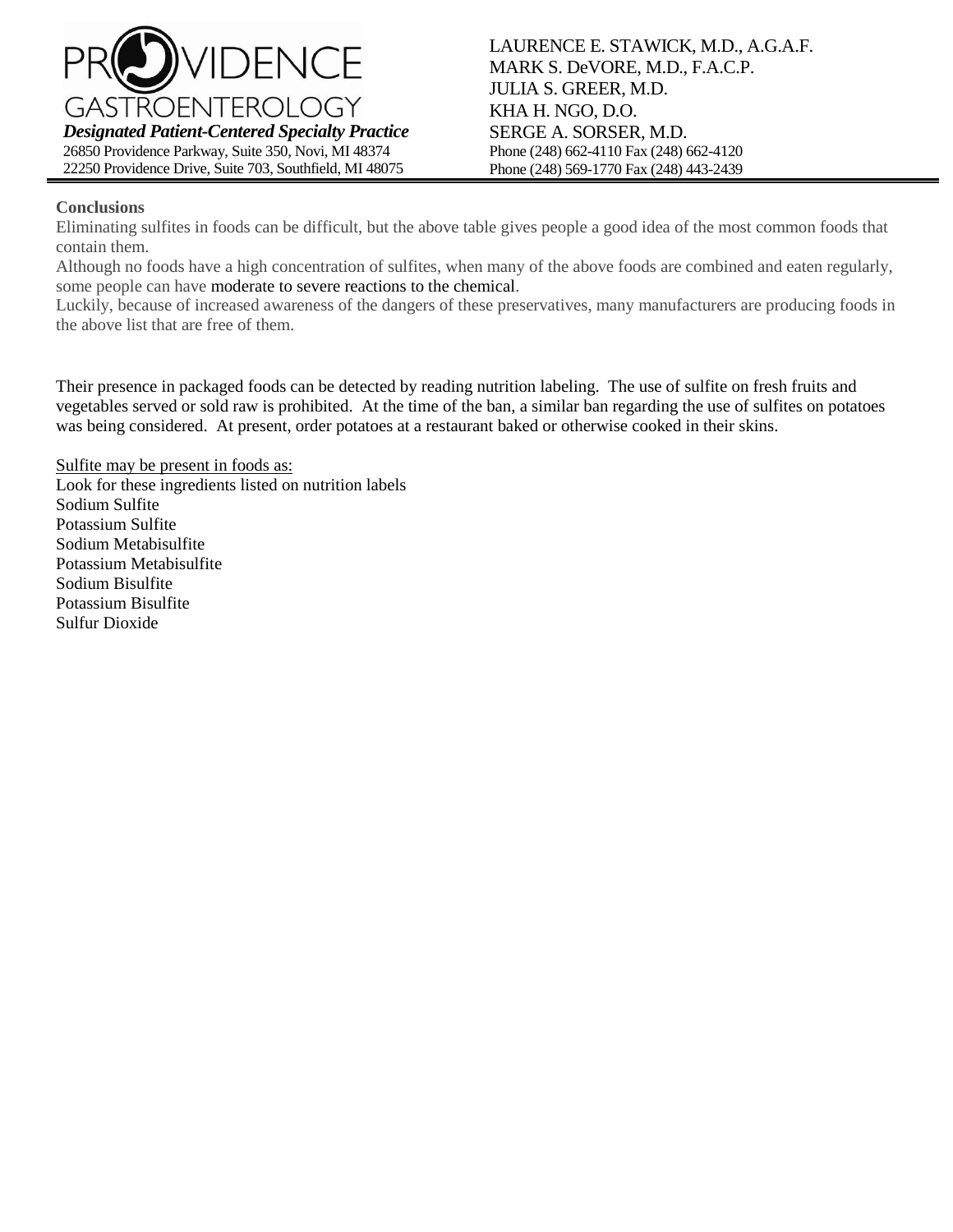**Conclusions**

Eliminating sulfites in foods can be difficult, but the above table gives people a good idea of the most common foods that contain them.

Although no foods have a high concentration of sulfites, when many of the above foods are combined and eaten regularly, some people can have moderate to severe reactions to the chemical.

Luckily, because of increased awareness of the dangers of these preservatives, many manufacturers are producing foods in the above list that are free of them.

Their presence in packaged foods can be detected by reading nutrition labeling. The use of sulfite on fresh fruits and vegetables served or sold raw is prohibited. At the time of the ban, a similar ban regarding the use of sulfites on potatoes was being considered. At present, order potatoes at a restaurant baked or otherwise cooked in their skins.

Sulfite may be present in foods as:
Look for these ingredients listed on nutrition labels
Sodium Sulfite
Potassium Sulfite
Sodium Metabisulfite
Potassium Metabisulfite
Sodium Bisulfite
Potassium Bisulfite
Sulfur Dioxide